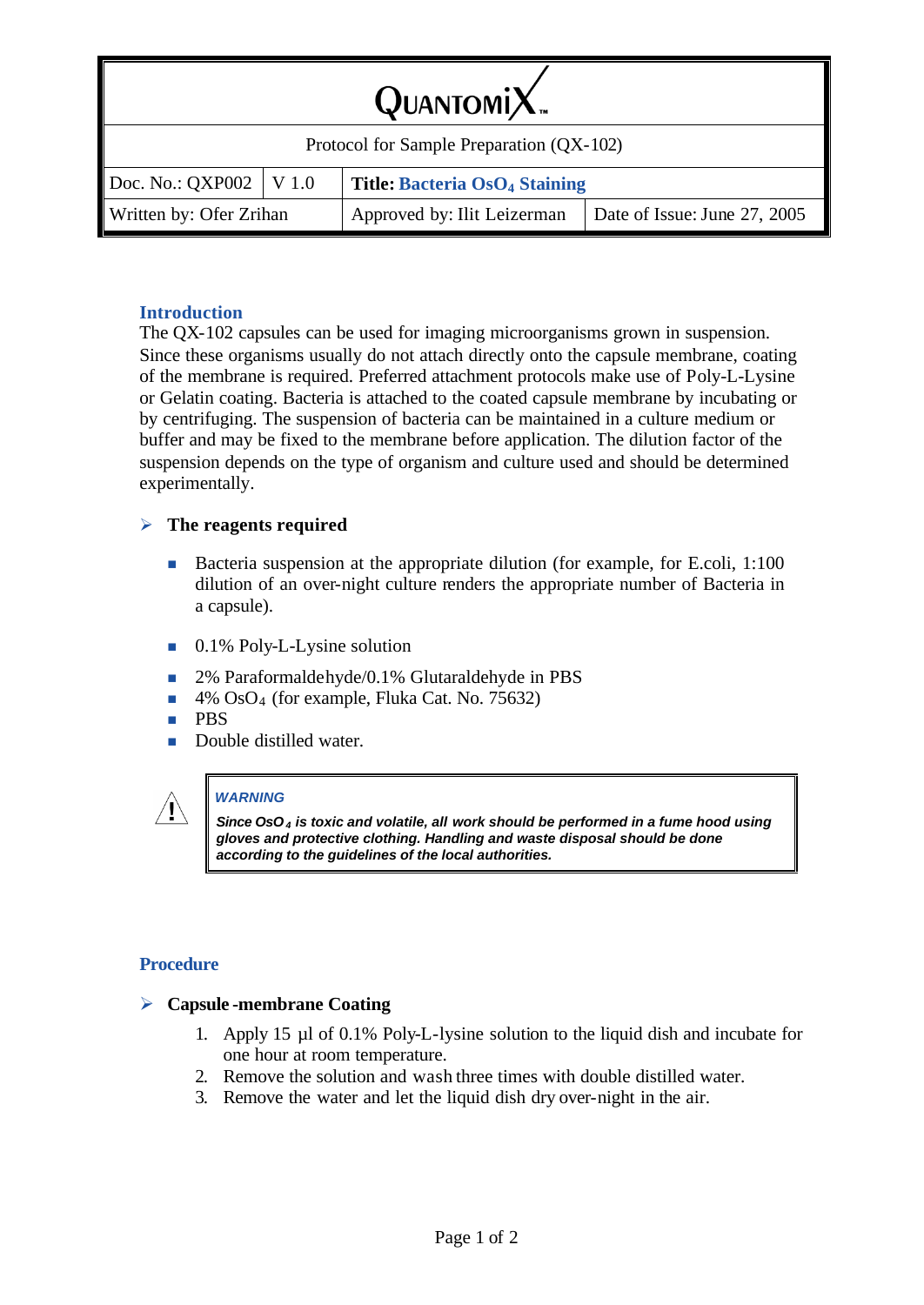# QUANTOMIX

Protocol for Sample Preparation (QX-102)

| Doc. No.: QXP002 | V 1.0 | Title: **Bacteria $OsO_4$ Staining** | |
|---|---|---|---|
| Written by: Ofer Zrihan | | Approved by: Ilit Leizerman | Date of Issue: June 27, 2005 |

## Introduction

The QX-102 capsules can be used for imaging microorganisms grown in suspension. Since these organisms usually do not attach directly onto the capsule membrane, coating of the membrane is required. Preferred attachment protocols make use of Poly-L-Lysine or Gelatin coating. Bacteria is attached to the coated capsule membrane by incubating or by centrifuging. The suspension of bacteria can be maintained in a culture medium or buffer and may be fixed to the membrane before application. The dilution factor of the suspension depends on the type of organism and culture used and should be determined experimentally.

### The reagents required

- Bacteria suspension at the appropriate dilution (for example, for E.coli, 1:100 dilution of an over-night culture renders the appropriate number of Bacteria in a capsule).
- 0.1% Poly-L-Lysine solution
- 2% Paraformaldehyde/0.1% Glutaraldehyde in PBS
- 4% $OsO_4$ (for example, Fluka Cat. No. 75632)
- PBS
- Double distilled water.

> ***WARNING***
>
> ***Since $OsO_4$ is toxic and volatile, all work should be performed in a fume hood using gloves and protective clothing. Handling and waste disposal should be done according to the guidelines of the local authorities.***

## Procedure

### Capsule-membrane Coating

1. Apply 15 µl of 0.1% Poly-L-lysine solution to the liquid dish and incubate for one hour at room temperature.
2. Remove the solution and wash three times with double distilled water.
3. Remove the water and let the liquid dish dry over-night in the air.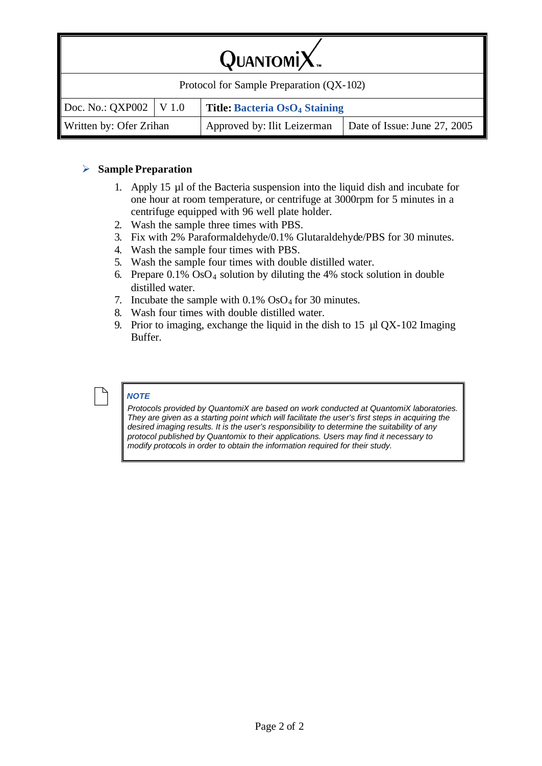# QUANTOMIX

Protocol for Sample Preparation (QX-102)

| | | | |
|---|---|---|---|
| Doc. No.: QXP002 | V 1.0 | **Title: Bacteria $OsO_4$ Staining** | |
| Written by: Ofer Zrihan | | Approved by: Ilit Leizerman | Date of Issue: June 27, 2005 |

- **Sample Preparation**

1. Apply 15 µl of the Bacteria suspension into the liquid dish and incubate for one hour at room temperature, or centrifuge at 3000rpm for 5 minutes in a centrifuge equipped with 96 well plate holder.
2. Wash the sample three times with PBS.
3. Fix with 2% Paraformaldehyde/0.1% Glutaraldehyde/PBS for 30 minutes.
4. Wash the sample four times with PBS.
5. Wash the sample four times with double distilled water.
6. Prepare 0.1% $OsO_4$ solution by diluting the 4% stock solution in double distilled water.
7. Incubate the sample with 0.1% $OsO_4$ for 30 minutes.
8. Wash four times with double distilled water.
9. Prior to imaging, exchange the liquid in the dish to 15 µl QX-102 Imaging Buffer.

> ***NOTE***
>
> *Protocols provided by QuantomiX are based on work conducted at QuantomiX laboratories. They are given as a starting point which will facilitate the user's first steps in acquiring the desired imaging results. It is the user's responsibility to determine the suitability of any protocol published by Quantomix to their applications. Users may find it necessary to modify protocols in order to obtain the information required for their study.*